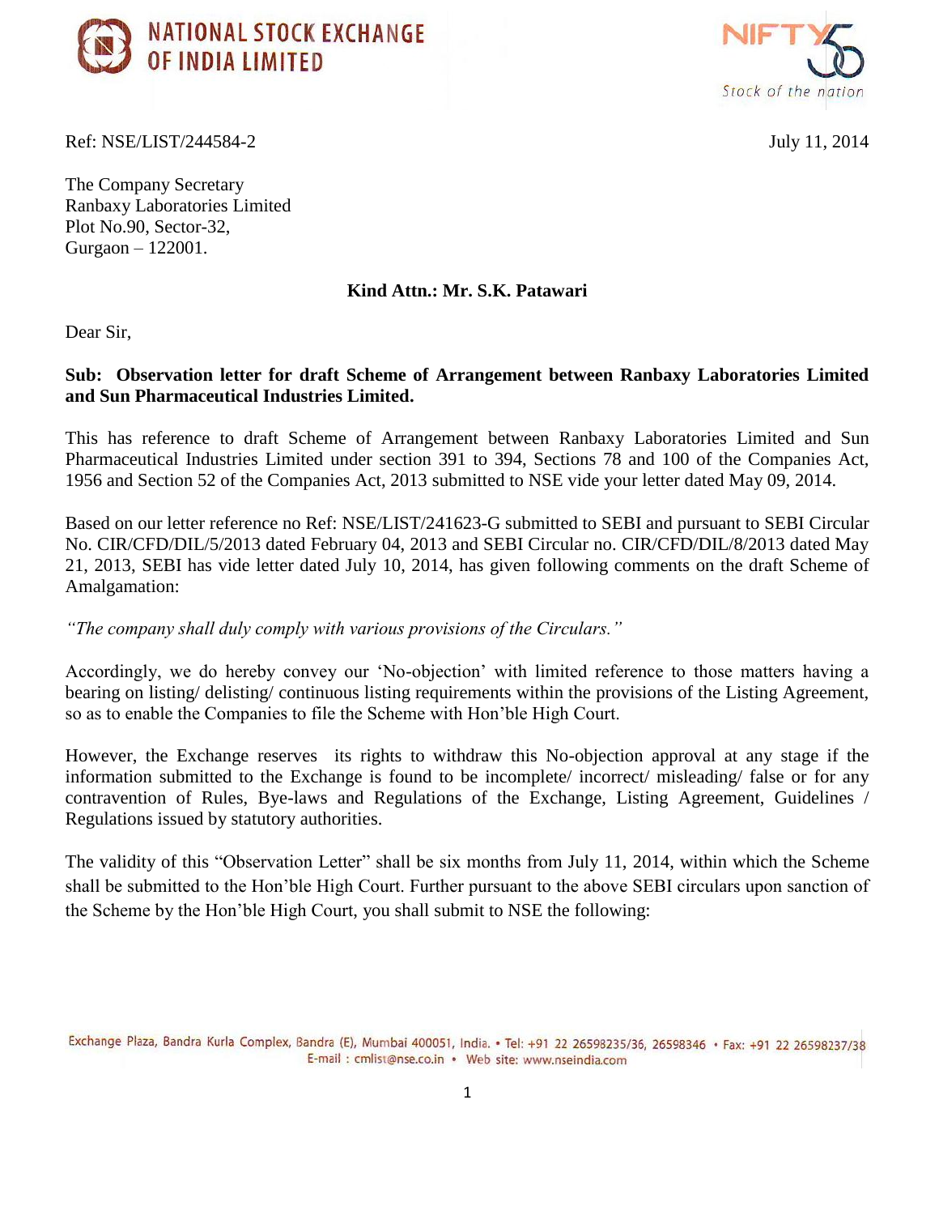**NATIONAL STOCK EXCHANGE OF INDIA LIMITED**

NIFTY 50 Stock of the nation

Ref: NSE/LIST/244584-2

July 11, 2014

The Company Secretary
Ranbaxy Laboratories Limited
Plot No.90, Sector-32,
Gurgaon – 122001.

**Kind Attn.: Mr. S.K. Patawari**

Dear Sir,

**Sub: Observation letter for draft Scheme of Arrangement between Ranbaxy Laboratories Limited and Sun Pharmaceutical Industries Limited.**

This has reference to draft Scheme of Arrangement between Ranbaxy Laboratories Limited and Sun Pharmaceutical Industries Limited under section 391 to 394, Sections 78 and 100 of the Companies Act, 1956 and Section 52 of the Companies Act, 2013 submitted to NSE vide your letter dated May 09, 2014.

Based on our letter reference no Ref: NSE/LIST/241623-G submitted to SEBI and pursuant to SEBI Circular No. CIR/CFD/DIL/5/2013 dated February 04, 2013 and SEBI Circular no. CIR/CFD/DIL/8/2013 dated May 21, 2013, SEBI has vide letter dated July 10, 2014, has given following comments on the draft Scheme of Amalgamation:

*"The company shall duly comply with various provisions of the Circulars."*

Accordingly, we do hereby convey our 'No-objection' with limited reference to those matters having a bearing on listing/ delisting/ continuous listing requirements within the provisions of the Listing Agreement, so as to enable the Companies to file the Scheme with Hon'ble High Court.

However, the Exchange reserves its rights to withdraw this No-objection approval at any stage if the information submitted to the Exchange is found to be incomplete/ incorrect/ misleading/ false or for any contravention of Rules, Bye-laws and Regulations of the Exchange, Listing Agreement, Guidelines / Regulations issued by statutory authorities.

The validity of this "Observation Letter" shall be six months from July 11, 2014, within which the Scheme shall be submitted to the Hon'ble High Court. Further pursuant to the above SEBI circulars upon sanction of the Scheme by the Hon'ble High Court, you shall submit to NSE the following: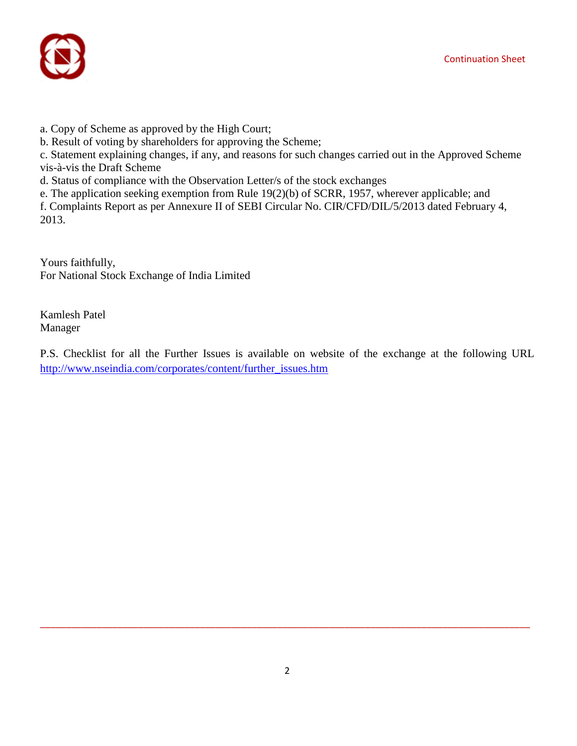a. Copy of Scheme as approved by the High Court;
b. Result of voting by shareholders for approving the Scheme;
c. Statement explaining changes, if any, and reasons for such changes carried out in the Approved Scheme vis-à-vis the Draft Scheme
d. Status of compliance with the Observation Letter/s of the stock exchanges
e. The application seeking exemption from Rule 19(2)(b) of SCRR, 1957, wherever applicable; and
f. Complaints Report as per Annexure II of SEBI Circular No. CIR/CFD/DIL/5/2013 dated February 4, 2013.

Yours faithfully,
For National Stock Exchange of India Limited

Kamlesh Patel
Manager

P.S. Checklist for all the Further Issues is available on website of the exchange at the following URL [http://www.nseindia.com/corporates/content/further_issues.htm](http://www.nseindia.com/corporates/content/further_issues.htm)